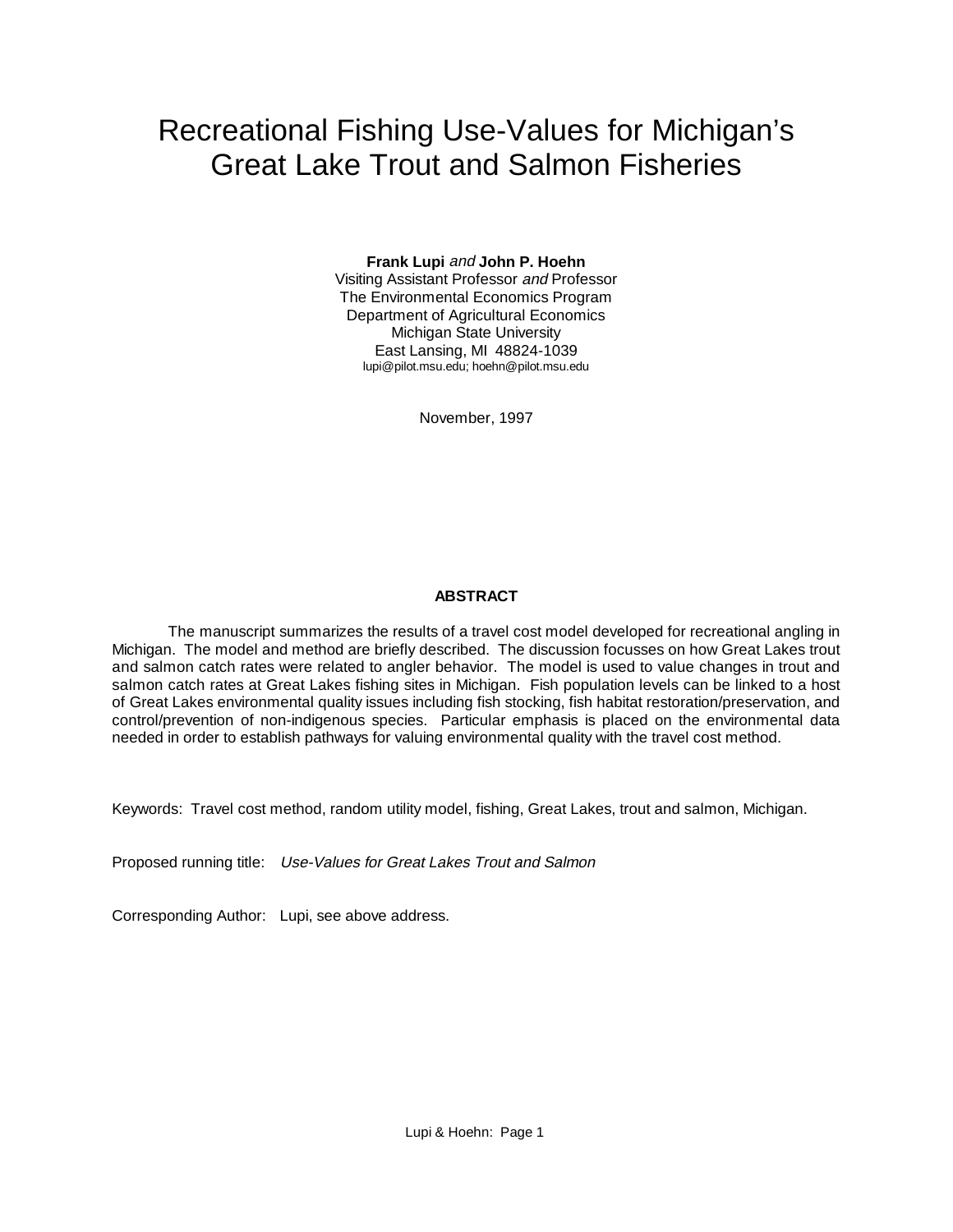# Recreational Fishing Use-Values for Michigan's Great Lake Trout and Salmon Fisheries

**Frank Lupi** *and* **John P. Hoehn**
Visiting Assistant Professor *and* Professor
The Environmental Economics Program
Department of Agricultural Economics
Michigan State University
East Lansing, MI 48824-1039
lupi@pilot.msu.edu; hoehn@pilot.msu.edu

November, 1997

## ABSTRACT

The manuscript summarizes the results of a travel cost model developed for recreational angling in Michigan. The model and method are briefly described. The discussion focusses on how Great Lakes trout and salmon catch rates were related to angler behavior. The model is used to value changes in trout and salmon catch rates at Great Lakes fishing sites in Michigan. Fish population levels can be linked to a host of Great Lakes environmental quality issues including fish stocking, fish habitat restoration/preservation, and control/prevention of non-indigenous species. Particular emphasis is placed on the environmental data needed in order to establish pathways for valuing environmental quality with the travel cost method.

Keywords: Travel cost method, random utility model, fishing, Great Lakes, trout and salmon, Michigan.

Proposed running title: *Use-Values for Great Lakes Trout and Salmon*

Corresponding Author: Lupi, see above address.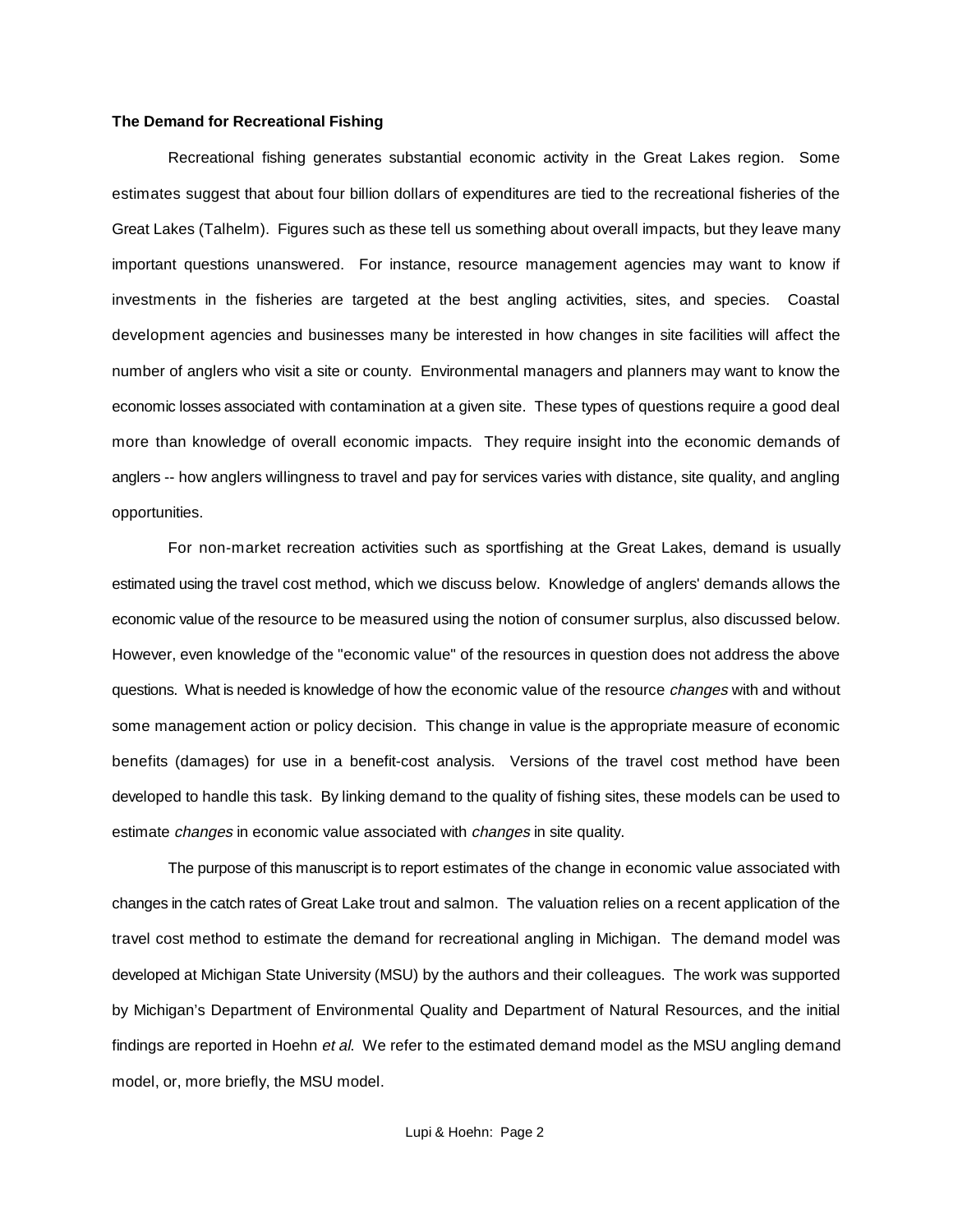**The Demand for Recreational Fishing**

Recreational fishing generates substantial economic activity in the Great Lakes region. Some estimates suggest that about four billion dollars of expenditures are tied to the recreational fisheries of the Great Lakes (Talhelm). Figures such as these tell us something about overall impacts, but they leave many important questions unanswered. For instance, resource management agencies may want to know if investments in the fisheries are targeted at the best angling activities, sites, and species. Coastal development agencies and businesses many be interested in how changes in site facilities will affect the number of anglers who visit a site or county. Environmental managers and planners may want to know the economic losses associated with contamination at a given site. These types of questions require a good deal more than knowledge of overall economic impacts. They require insight into the economic demands of anglers -- how anglers willingness to travel and pay for services varies with distance, site quality, and angling opportunities.

For non-market recreation activities such as sportfishing at the Great Lakes, demand is usually estimated using the travel cost method, which we discuss below. Knowledge of anglers' demands allows the economic value of the resource to be measured using the notion of consumer surplus, also discussed below. However, even knowledge of the "economic value" of the resources in question does not address the above questions. What is needed is knowledge of how the economic value of the resource *changes* with and without some management action or policy decision. This change in value is the appropriate measure of economic benefits (damages) for use in a benefit-cost analysis. Versions of the travel cost method have been developed to handle this task. By linking demand to the quality of fishing sites, these models can be used to estimate *changes* in economic value associated with *changes* in site quality.

The purpose of this manuscript is to report estimates of the change in economic value associated with changes in the catch rates of Great Lake trout and salmon. The valuation relies on a recent application of the travel cost method to estimate the demand for recreational angling in Michigan. The demand model was developed at Michigan State University (MSU) by the authors and their colleagues. The work was supported by Michigan's Department of Environmental Quality and Department of Natural Resources, and the initial findings are reported in Hoehn *et al*. We refer to the estimated demand model as the MSU angling demand model, or, more briefly, the MSU model.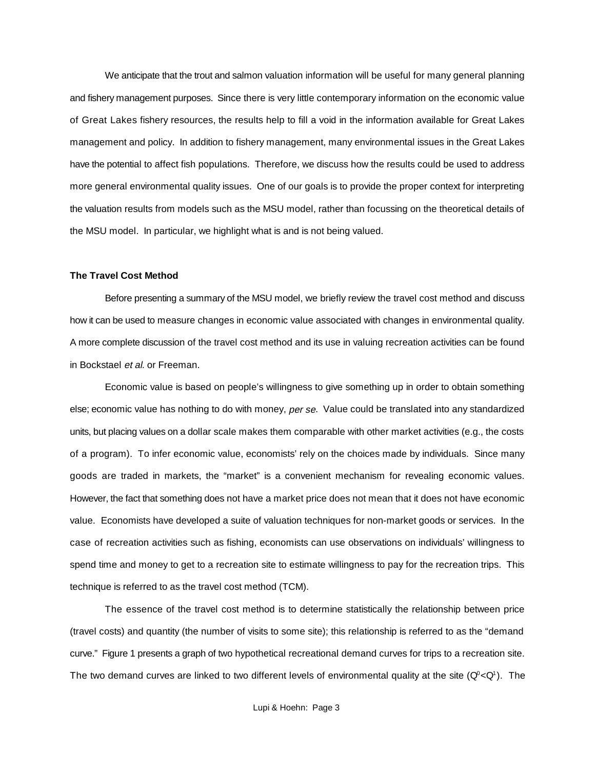We anticipate that the trout and salmon valuation information will be useful for many general planning and fishery management purposes. Since there is very little contemporary information on the economic value of Great Lakes fishery resources, the results help to fill a void in the information available for Great Lakes management and policy. In addition to fishery management, many environmental issues in the Great Lakes have the potential to affect fish populations. Therefore, we discuss how the results could be used to address more general environmental quality issues. One of our goals is to provide the proper context for interpreting the valuation results from models such as the MSU model, rather than focussing on the theoretical details of the MSU model. In particular, we highlight what is and is not being valued.

**The Travel Cost Method**

Before presenting a summary of the MSU model, we briefly review the travel cost method and discuss how it can be used to measure changes in economic value associated with changes in environmental quality. A more complete discussion of the travel cost method and its use in valuing recreation activities can be found in Bockstael *et al.* or Freeman.

Economic value is based on people's willingness to give something up in order to obtain something else; economic value has nothing to do with money, *per se*. Value could be translated into any standardized units, but placing values on a dollar scale makes them comparable with other market activities (e.g., the costs of a program). To infer economic value, economists' rely on the choices made by individuals. Since many goods are traded in markets, the "market" is a convenient mechanism for revealing economic values. However, the fact that something does not have a market price does not mean that it does not have economic value. Economists have developed a suite of valuation techniques for non-market goods or services. In the case of recreation activities such as fishing, economists can use observations on individuals' willingness to spend time and money to get to a recreation site to estimate willingness to pay for the recreation trips. This technique is referred to as the travel cost method (TCM).

The essence of the travel cost method is to determine statistically the relationship between price (travel costs) and quantity (the number of visits to some site); this relationship is referred to as the "demand curve." Figure 1 presents a graph of two hypothetical recreational demand curves for trips to a recreation site. The two demand curves are linked to two different levels of environmental quality at the site ($Q^0 < Q^1$). The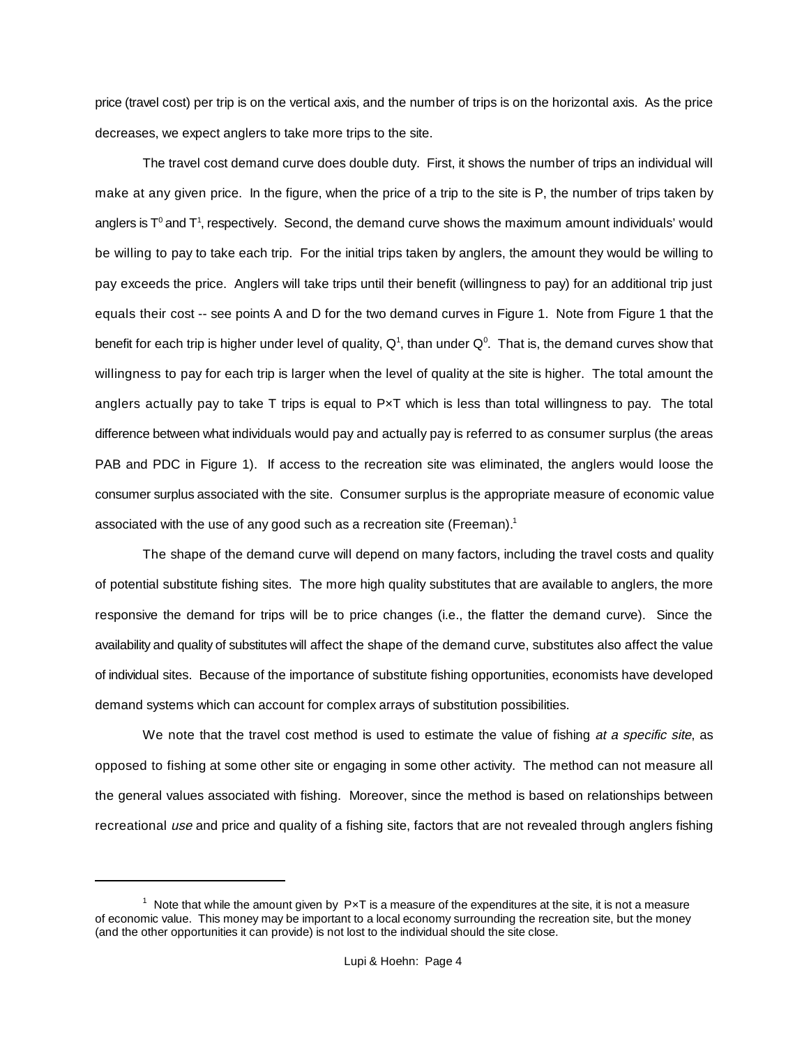price (travel cost) per trip is on the vertical axis, and the number of trips is on the horizontal axis. As the price decreases, we expect anglers to take more trips to the site.

The travel cost demand curve does double duty. First, it shows the number of trips an individual will make at any given price. In the figure, when the price of a trip to the site is P, the number of trips taken by anglers is $T^0$ and $T^1$, respectively. Second, the demand curve shows the maximum amount individuals' would be willing to pay to take each trip. For the initial trips taken by anglers, the amount they would be willing to pay exceeds the price. Anglers will take trips until their benefit (willingness to pay) for an additional trip just equals their cost -- see points A and D for the two demand curves in Figure 1. Note from Figure 1 that the benefit for each trip is higher under level of quality, $Q^1$, than under $Q^0$. That is, the demand curves show that willingness to pay for each trip is larger when the level of quality at the site is higher. The total amount the anglers actually pay to take T trips is equal to P×T which is less than total willingness to pay. The total difference between what individuals would pay and actually pay is referred to as consumer surplus (the areas PAB and PDC in Figure 1). If access to the recreation site was eliminated, the anglers would loose the consumer surplus associated with the site. Consumer surplus is the appropriate measure of economic value associated with the use of any good such as a recreation site (Freeman).[1]

The shape of the demand curve will depend on many factors, including the travel costs and quality of potential substitute fishing sites. The more high quality substitutes that are available to anglers, the more responsive the demand for trips will be to price changes (i.e., the flatter the demand curve). Since the availability and quality of substitutes will affect the shape of the demand curve, substitutes also affect the value of individual sites. Because of the importance of substitute fishing opportunities, economists have developed demand systems which can account for complex arrays of substitution possibilities.

We note that the travel cost method is used to estimate the value of fishing *at a specific site*, as opposed to fishing at some other site or engaging in some other activity. The method can not measure all the general values associated with fishing. Moreover, since the method is based on relationships between recreational *use* and price and quality of a fishing site, factors that are not revealed through anglers fishing

---

[1] Note that while the amount given by P×T is a measure of the expenditures at the site, it is not a measure of economic value. This money may be important to a local economy surrounding the recreation site, but the money (and the other opportunities it can provide) is not lost to the individual should the site close.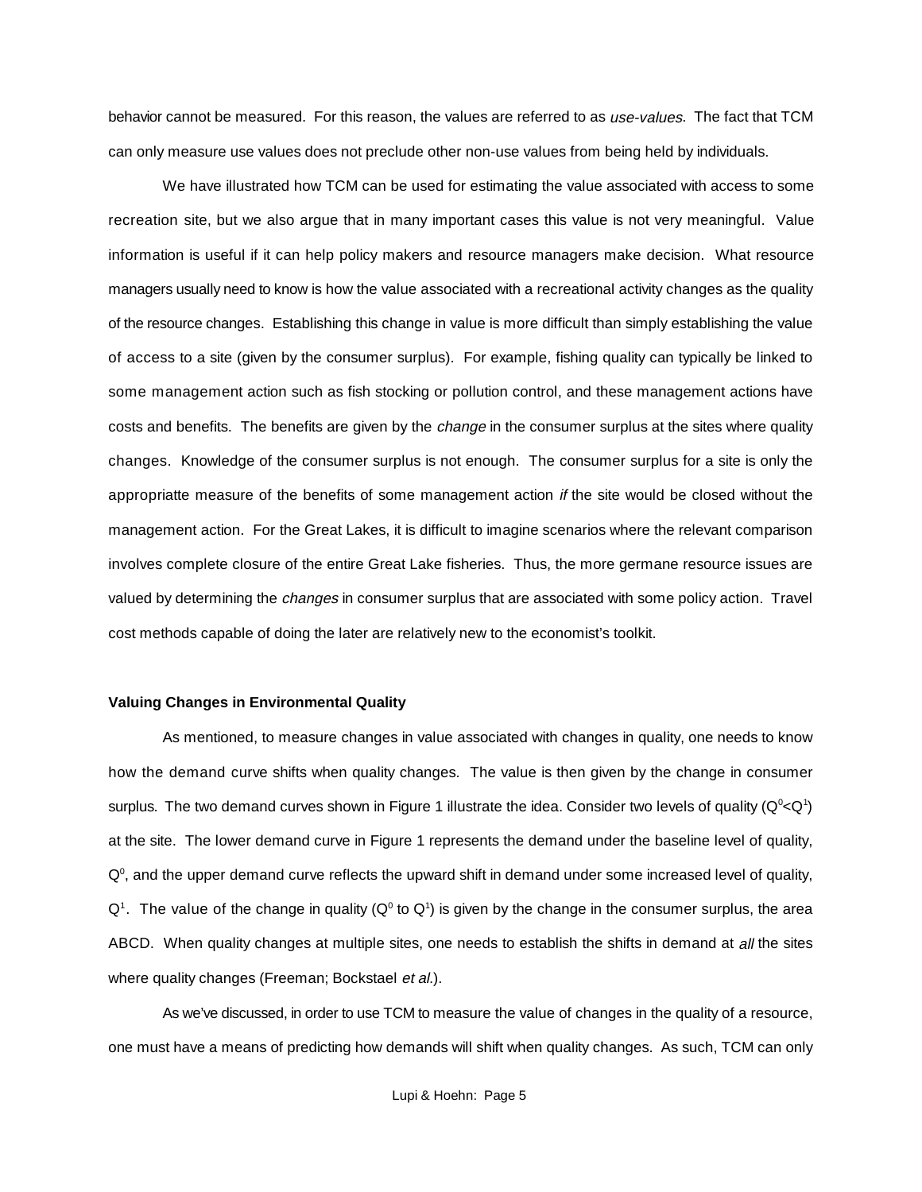behavior cannot be measured. For this reason, the values are referred to as *use-values*. The fact that TCM can only measure use values does not preclude other non-use values from being held by individuals.

We have illustrated how TCM can be used for estimating the value associated with access to some recreation site, but we also argue that in many important cases this value is not very meaningful. Value information is useful if it can help policy makers and resource managers make decision. What resource managers usually need to know is how the value associated with a recreational activity changes as the quality of the resource changes. Establishing this change in value is more difficult than simply establishing the value of access to a site (given by the consumer surplus). For example, fishing quality can typically be linked to some management action such as fish stocking or pollution control, and these management actions have costs and benefits. The benefits are given by the *change* in the consumer surplus at the sites where quality changes. Knowledge of the consumer surplus is not enough. The consumer surplus for a site is only the appropriatte measure of the benefits of some management action *if* the site would be closed without the management action. For the Great Lakes, it is difficult to imagine scenarios where the relevant comparison involves complete closure of the entire Great Lake fisheries. Thus, the more germane resource issues are valued by determining the *changes* in consumer surplus that are associated with some policy action. Travel cost methods capable of doing the later are relatively new to the economist's toolkit.

**Valuing Changes in Environmental Quality**

As mentioned, to measure changes in value associated with changes in quality, one needs to know how the demand curve shifts when quality changes. The value is then given by the change in consumer surplus. The two demand curves shown in Figure 1 illustrate the idea. Consider two levels of quality ($Q^0 < Q^1$) at the site. The lower demand curve in Figure 1 represents the demand under the baseline level of quality, $Q^0$, and the upper demand curve reflects the upward shift in demand under some increased level of quality, $Q^1$. The value of the change in quality ($Q^0$ to $Q^1$) is given by the change in the consumer surplus, the area ABCD. When quality changes at multiple sites, one needs to establish the shifts in demand at *all* the sites where quality changes (Freeman; Bockstael *et al.*).

As we've discussed, in order to use TCM to measure the value of changes in the quality of a resource, one must have a means of predicting how demands will shift when quality changes. As such, TCM can only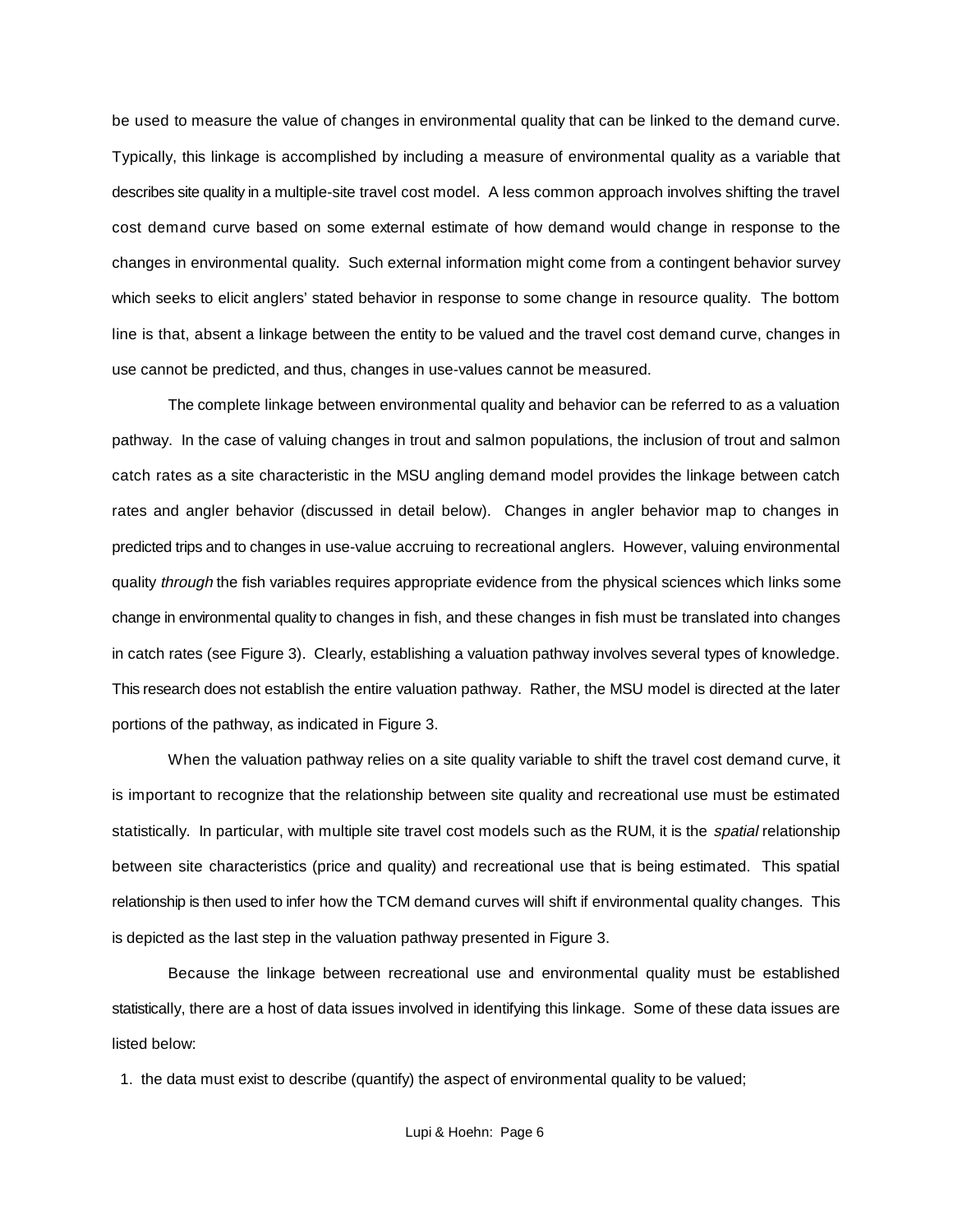be used to measure the value of changes in environmental quality that can be linked to the demand curve. Typically, this linkage is accomplished by including a measure of environmental quality as a variable that describes site quality in a multiple-site travel cost model. A less common approach involves shifting the travel cost demand curve based on some external estimate of how demand would change in response to the changes in environmental quality. Such external information might come from a contingent behavior survey which seeks to elicit anglers' stated behavior in response to some change in resource quality. The bottom line is that, absent a linkage between the entity to be valued and the travel cost demand curve, changes in use cannot be predicted, and thus, changes in use-values cannot be measured.

The complete linkage between environmental quality and behavior can be referred to as a valuation pathway. In the case of valuing changes in trout and salmon populations, the inclusion of trout and salmon catch rates as a site characteristic in the MSU angling demand model provides the linkage between catch rates and angler behavior (discussed in detail below). Changes in angler behavior map to changes in predicted trips and to changes in use-value accruing to recreational anglers. However, valuing environmental quality *through* the fish variables requires appropriate evidence from the physical sciences which links some change in environmental quality to changes in fish, and these changes in fish must be translated into changes in catch rates (see Figure 3). Clearly, establishing a valuation pathway involves several types of knowledge. This research does not establish the entire valuation pathway. Rather, the MSU model is directed at the later portions of the pathway, as indicated in Figure 3.

When the valuation pathway relies on a site quality variable to shift the travel cost demand curve, it is important to recognize that the relationship between site quality and recreational use must be estimated statistically. In particular, with multiple site travel cost models such as the RUM, it is the *spatial* relationship between site characteristics (price and quality) and recreational use that is being estimated. This spatial relationship is then used to infer how the TCM demand curves will shift if environmental quality changes. This is depicted as the last step in the valuation pathway presented in Figure 3.

Because the linkage between recreational use and environmental quality must be established statistically, there are a host of data issues involved in identifying this linkage. Some of these data issues are listed below:

1. the data must exist to describe (quantify) the aspect of environmental quality to be valued;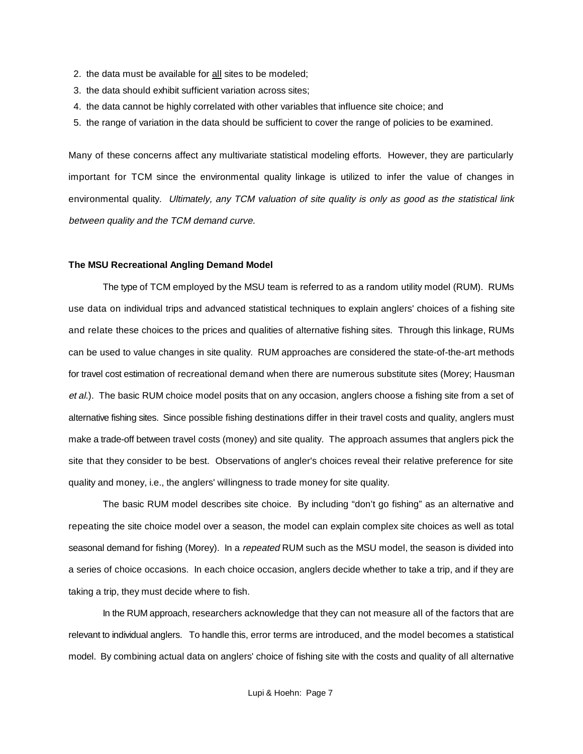2. the data must be available for <u>all</u> sites to be modeled;
3. the data should exhibit sufficient variation across sites;
4. the data cannot be highly correlated with other variables that influence site choice; and
5. the range of variation in the data should be sufficient to cover the range of policies to be examined.

Many of these concerns affect any multivariate statistical modeling efforts. However, they are particularly important for TCM since the environmental quality linkage is utilized to infer the value of changes in environmental quality. *Ultimately, any TCM valuation of site quality is only as good as the statistical link between quality and the TCM demand curve.*

**The MSU Recreational Angling Demand Model**

The type of TCM employed by the MSU team is referred to as a random utility model (RUM). RUMs use data on individual trips and advanced statistical techniques to explain anglers' choices of a fishing site and relate these choices to the prices and qualities of alternative fishing sites. Through this linkage, RUMs can be used to value changes in site quality. RUM approaches are considered the state-of-the-art methods for travel cost estimation of recreational demand when there are numerous substitute sites (Morey; Hausman *et al.*). The basic RUM choice model posits that on any occasion, anglers choose a fishing site from a set of alternative fishing sites. Since possible fishing destinations differ in their travel costs and quality, anglers must make a trade-off between travel costs (money) and site quality. The approach assumes that anglers pick the site that they consider to be best. Observations of angler's choices reveal their relative preference for site quality and money, i.e., the anglers' willingness to trade money for site quality.

The basic RUM model describes site choice. By including "don't go fishing" as an alternative and repeating the site choice model over a season, the model can explain complex site choices as well as total seasonal demand for fishing (Morey). In a *repeated* RUM such as the MSU model, the season is divided into a series of choice occasions. In each choice occasion, anglers decide whether to take a trip, and if they are taking a trip, they must decide where to fish.

In the RUM approach, researchers acknowledge that they can not measure all of the factors that are relevant to individual anglers. To handle this, error terms are introduced, and the model becomes a statistical model. By combining actual data on anglers' choice of fishing site with the costs and quality of all alternative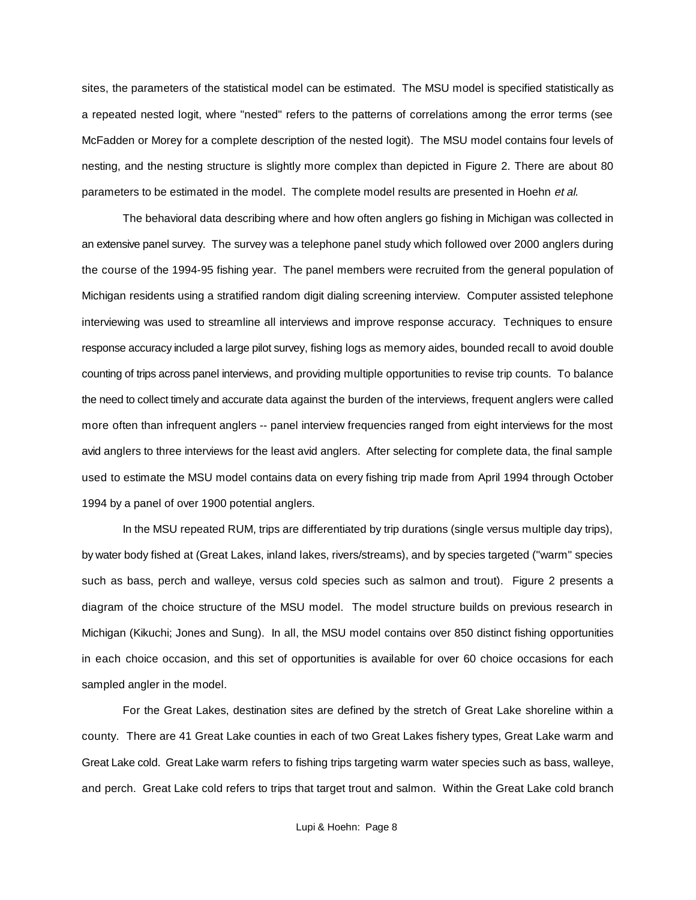sites, the parameters of the statistical model can be estimated. The MSU model is specified statistically as a repeated nested logit, where "nested" refers to the patterns of correlations among the error terms (see McFadden or Morey for a complete description of the nested logit). The MSU model contains four levels of nesting, and the nesting structure is slightly more complex than depicted in Figure 2. There are about 80 parameters to be estimated in the model. The complete model results are presented in Hoehn *et al*.

The behavioral data describing where and how often anglers go fishing in Michigan was collected in an extensive panel survey. The survey was a telephone panel study which followed over 2000 anglers during the course of the 1994-95 fishing year. The panel members were recruited from the general population of Michigan residents using a stratified random digit dialing screening interview. Computer assisted telephone interviewing was used to streamline all interviews and improve response accuracy. Techniques to ensure response accuracy included a large pilot survey, fishing logs as memory aides, bounded recall to avoid double counting of trips across panel interviews, and providing multiple opportunities to revise trip counts. To balance the need to collect timely and accurate data against the burden of the interviews, frequent anglers were called more often than infrequent anglers -- panel interview frequencies ranged from eight interviews for the most avid anglers to three interviews for the least avid anglers. After selecting for complete data, the final sample used to estimate the MSU model contains data on every fishing trip made from April 1994 through October 1994 by a panel of over 1900 potential anglers.

In the MSU repeated RUM, trips are differentiated by trip durations (single versus multiple day trips), by water body fished at (Great Lakes, inland lakes, rivers/streams), and by species targeted ("warm" species such as bass, perch and walleye, versus cold species such as salmon and trout). Figure 2 presents a diagram of the choice structure of the MSU model. The model structure builds on previous research in Michigan (Kikuchi; Jones and Sung). In all, the MSU model contains over 850 distinct fishing opportunities in each choice occasion, and this set of opportunities is available for over 60 choice occasions for each sampled angler in the model.

For the Great Lakes, destination sites are defined by the stretch of Great Lake shoreline within a county. There are 41 Great Lake counties in each of two Great Lakes fishery types, Great Lake warm and Great Lake cold. Great Lake warm refers to fishing trips targeting warm water species such as bass, walleye, and perch. Great Lake cold refers to trips that target trout and salmon. Within the Great Lake cold branch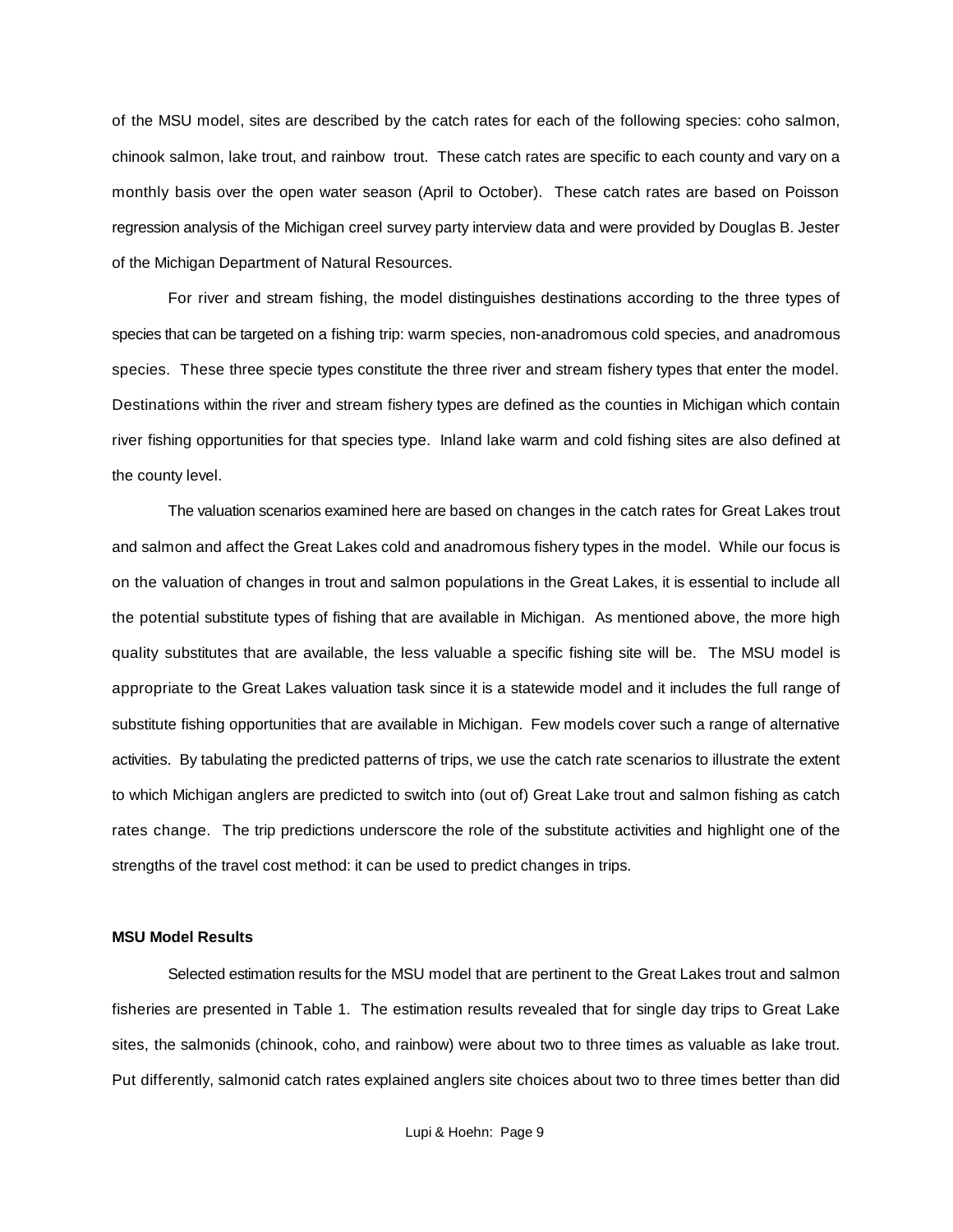of the MSU model, sites are described by the catch rates for each of the following species: coho salmon, chinook salmon, lake trout, and rainbow trout. These catch rates are specific to each county and vary on a monthly basis over the open water season (April to October). These catch rates are based on Poisson regression analysis of the Michigan creel survey party interview data and were provided by Douglas B. Jester of the Michigan Department of Natural Resources.

For river and stream fishing, the model distinguishes destinations according to the three types of species that can be targeted on a fishing trip: warm species, non-anadromous cold species, and anadromous species. These three specie types constitute the three river and stream fishery types that enter the model. Destinations within the river and stream fishery types are defined as the counties in Michigan which contain river fishing opportunities for that species type. Inland lake warm and cold fishing sites are also defined at the county level.

The valuation scenarios examined here are based on changes in the catch rates for Great Lakes trout and salmon and affect the Great Lakes cold and anadromous fishery types in the model. While our focus is on the valuation of changes in trout and salmon populations in the Great Lakes, it is essential to include all the potential substitute types of fishing that are available in Michigan. As mentioned above, the more high quality substitutes that are available, the less valuable a specific fishing site will be. The MSU model is appropriate to the Great Lakes valuation task since it is a statewide model and it includes the full range of substitute fishing opportunities that are available in Michigan. Few models cover such a range of alternative activities. By tabulating the predicted patterns of trips, we use the catch rate scenarios to illustrate the extent to which Michigan anglers are predicted to switch into (out of) Great Lake trout and salmon fishing as catch rates change. The trip predictions underscore the role of the substitute activities and highlight one of the strengths of the travel cost method: it can be used to predict changes in trips.

**MSU Model Results**

Selected estimation results for the MSU model that are pertinent to the Great Lakes trout and salmon fisheries are presented in Table 1. The estimation results revealed that for single day trips to Great Lake sites, the salmonids (chinook, coho, and rainbow) were about two to three times as valuable as lake trout. Put differently, salmonid catch rates explained anglers site choices about two to three times better than did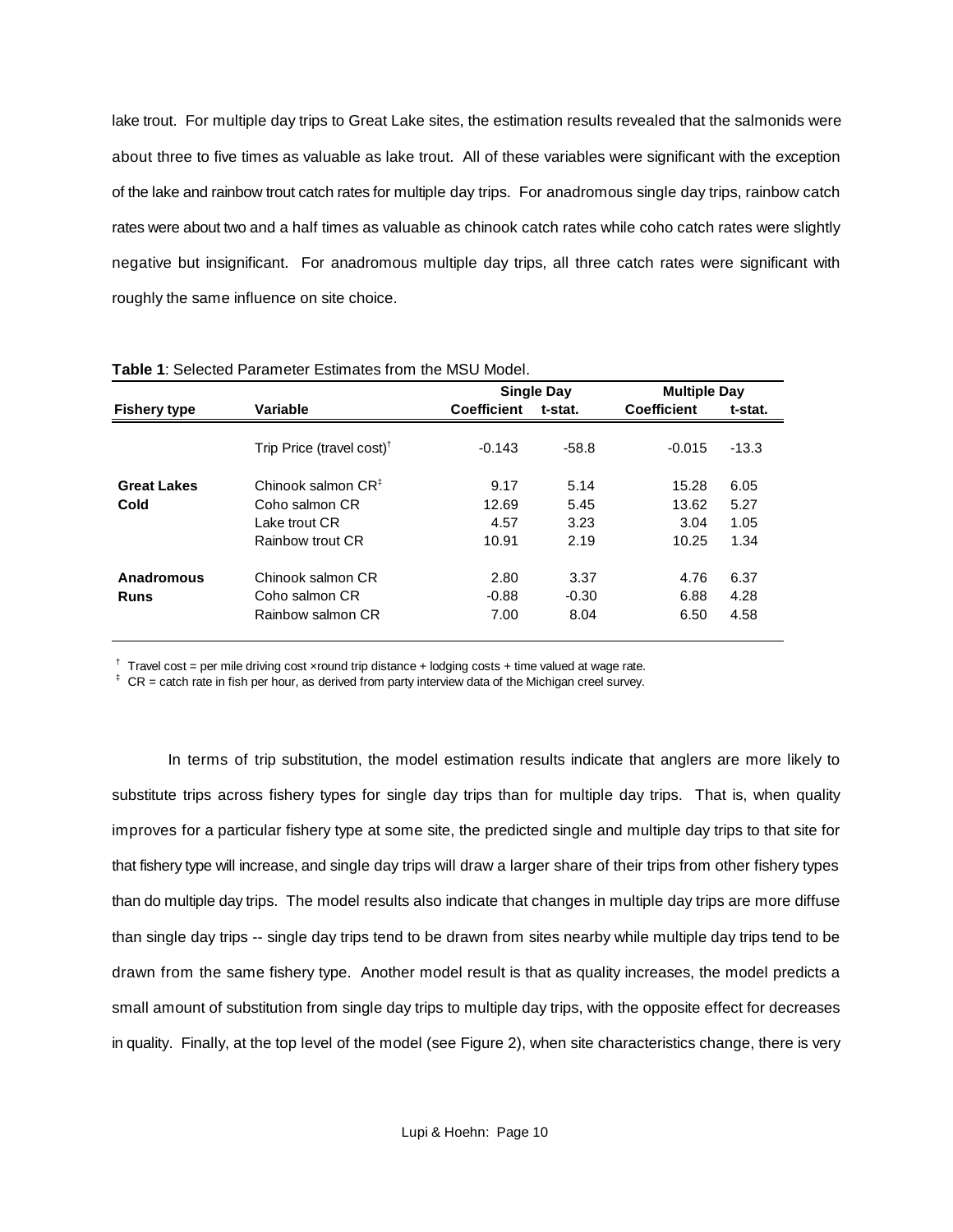lake trout. For multiple day trips to Great Lake sites, the estimation results revealed that the salmonids were about three to five times as valuable as lake trout. All of these variables were significant with the exception of the lake and rainbow trout catch rates for multiple day trips. For anadromous single day trips, rainbow catch rates were about two and a half times as valuable as chinook catch rates while coho catch rates were slightly negative but insignificant. For anadromous multiple day trips, all three catch rates were significant with roughly the same influence on site choice.

**Table 1**: Selected Parameter Estimates from the MSU Model.

| | | Single Day | | Multiple Day | |
|---|---|---|---|---|---|
| **Fishery type** | **Variable** | **Coefficient** | **t-stat.** | **Coefficient** | **t-stat.** |
| | Trip Price (travel cost)[†] | -0.143 | -58.8 | -0.015 | -13.3 |
| **Great Lakes Cold** | Chinook salmon CR[‡] | 9.17 | 5.14 | 15.28 | 6.05 |
| | Coho salmon CR | 12.69 | 5.45 | 13.62 | 5.27 |
| | Lake trout CR | 4.57 | 3.23 | 3.04 | 1.05 |
| | Rainbow trout CR | 10.91 | 2.19 | 10.25 | 1.34 |
| **Anadromous Runs** | Chinook salmon CR | 2.80 | 3.37 | 4.76 | 6.37 |
| | Coho salmon CR | -0.88 | -0.30 | 6.88 | 4.28 |
| | Rainbow salmon CR | 7.00 | 8.04 | 6.50 | 4.58 |

[†] Travel cost = per mile driving cost ×round trip distance + lodging costs + time valued at wage rate.
[‡] CR = catch rate in fish per hour, as derived from party interview data of the Michigan creel survey.

In terms of trip substitution, the model estimation results indicate that anglers are more likely to substitute trips across fishery types for single day trips than for multiple day trips. That is, when quality improves for a particular fishery type at some site, the predicted single and multiple day trips to that site for that fishery type will increase, and single day trips will draw a larger share of their trips from other fishery types than do multiple day trips. The model results also indicate that changes in multiple day trips are more diffuse than single day trips -- single day trips tend to be drawn from sites nearby while multiple day trips tend to be drawn from the same fishery type. Another model result is that as quality increases, the model predicts a small amount of substitution from single day trips to multiple day trips, with the opposite effect for decreases in quality. Finally, at the top level of the model (see Figure 2), when site characteristics change, there is very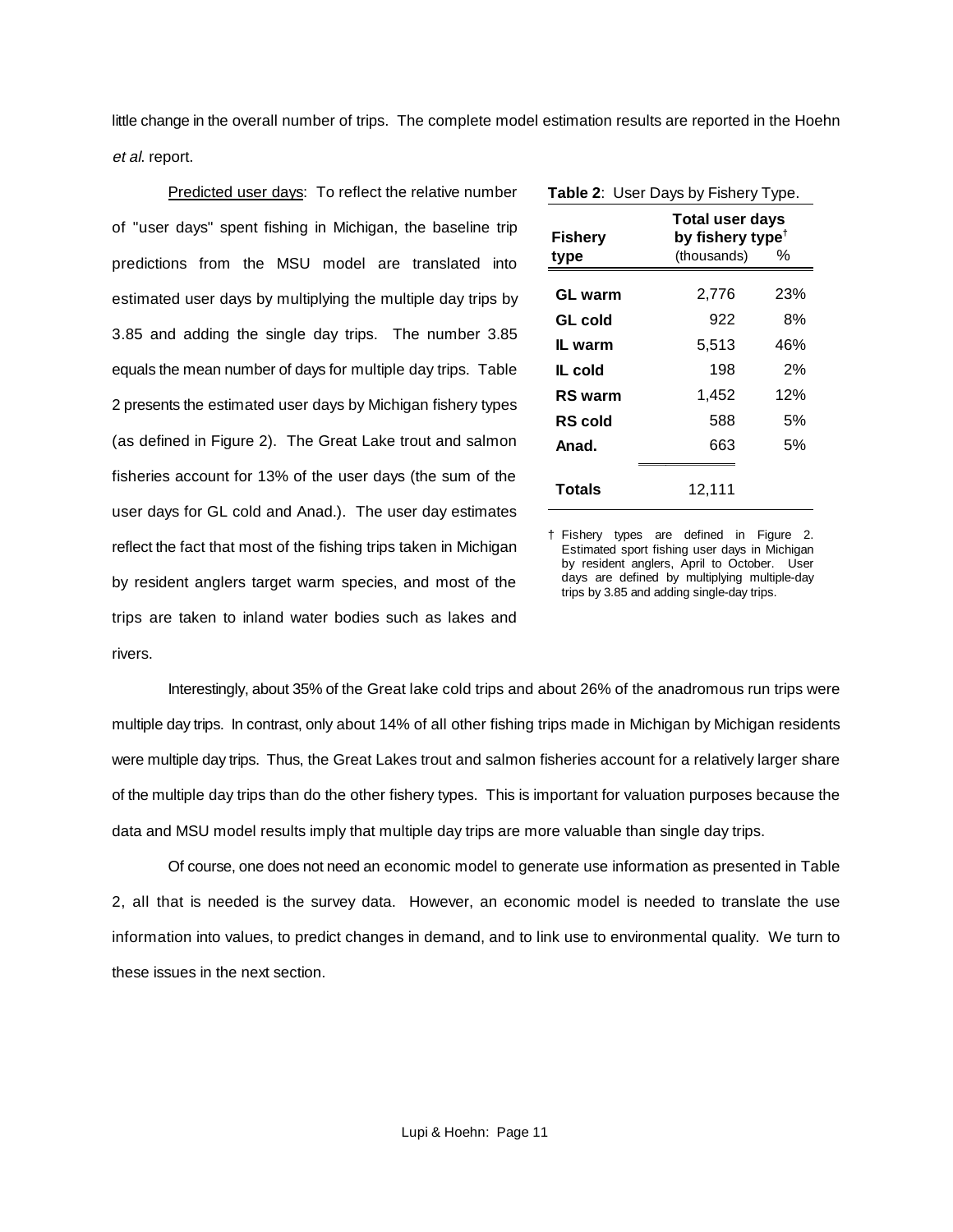little change in the overall number of trips. The complete model estimation results are reported in the Hoehn *et al.* report.

Predicted user days: To reflect the relative number of "user days" spent fishing in Michigan, the baseline trip predictions from the MSU model are translated into estimated user days by multiplying the multiple day trips by 3.85 and adding the single day trips. The number 3.85 equals the mean number of days for multiple day trips. Table 2 presents the estimated user days by Michigan fishery types (as defined in Figure 2). The Great Lake trout and salmon fisheries account for 13% of the user days (the sum of the user days for GL cold and Anad.). The user day estimates reflect the fact that most of the fishing trips taken in Michigan by resident anglers target warm species, and most of the trips are taken to inland water bodies such as lakes and rivers.

**Table 2**: User Days by Fishery Type.

| Fishery type | Total user days by fishery type† (thousands) | % |
|---|---|---|
| **GL warm** | 2,776 | 23% |
| **GL cold** | 922 | 8% |
| **IL warm** | 5,513 | 46% |
| **IL cold** | 198 | 2% |
| **RS warm** | 1,452 | 12% |
| **RS cold** | 588 | 5% |
| **Anad.** | 663 | 5% |
| **Totals** | 12,111 | |

† Fishery types are defined in Figure 2. Estimated sport fishing user days in Michigan by resident anglers, April to October. User days are defined by multiplying multiple-day trips by 3.85 and adding single-day trips.

Interestingly, about 35% of the Great lake cold trips and about 26% of the anadromous run trips were multiple day trips. In contrast, only about 14% of all other fishing trips made in Michigan by Michigan residents were multiple day trips. Thus, the Great Lakes trout and salmon fisheries account for a relatively larger share of the multiple day trips than do the other fishery types. This is important for valuation purposes because the data and MSU model results imply that multiple day trips are more valuable than single day trips.

Of course, one does not need an economic model to generate use information as presented in Table 2, all that is needed is the survey data. However, an economic model is needed to translate the use information into values, to predict changes in demand, and to link use to environmental quality. We turn to these issues in the next section.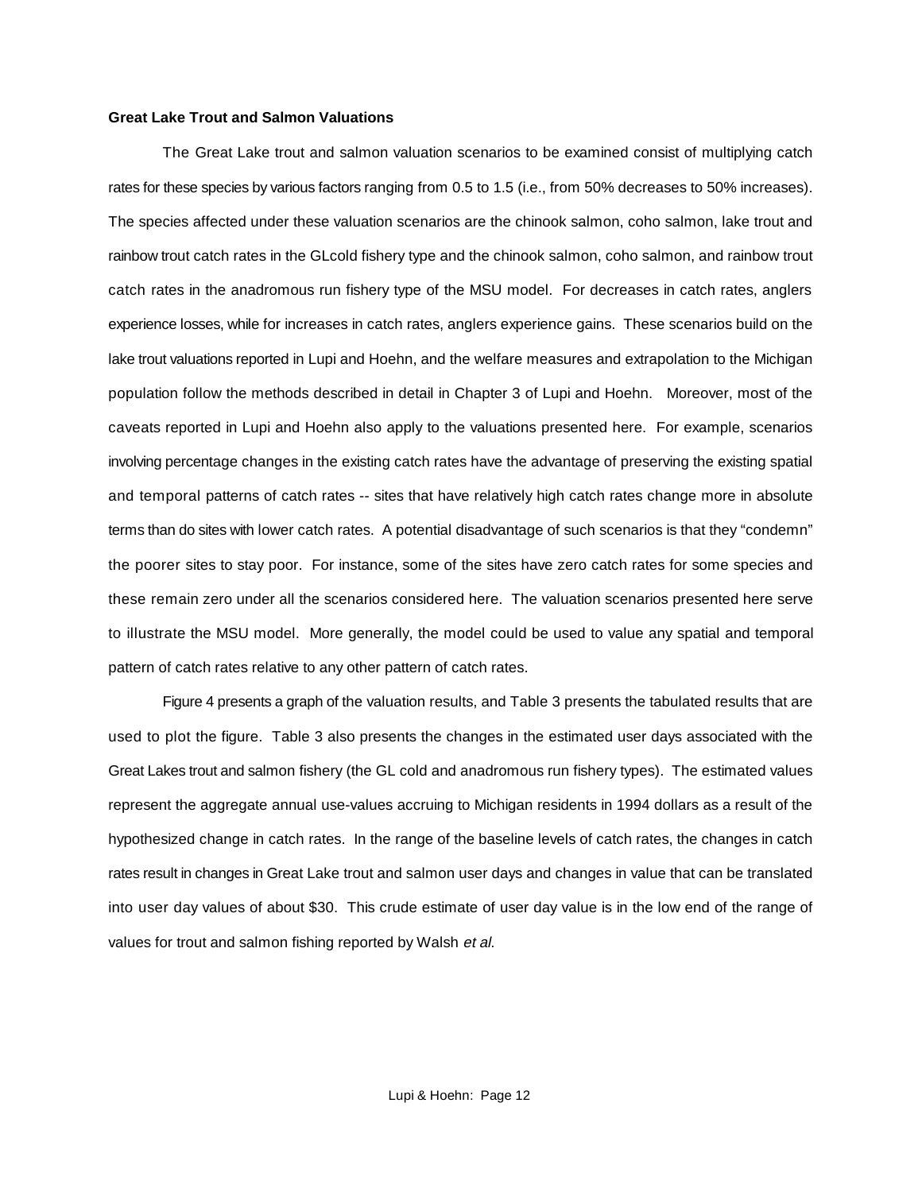**Great Lake Trout and Salmon Valuations**

The Great Lake trout and salmon valuation scenarios to be examined consist of multiplying catch rates for these species by various factors ranging from 0.5 to 1.5 (i.e., from 50% decreases to 50% increases). The species affected under these valuation scenarios are the chinook salmon, coho salmon, lake trout and rainbow trout catch rates in the GLcold fishery type and the chinook salmon, coho salmon, and rainbow trout catch rates in the anadromous run fishery type of the MSU model. For decreases in catch rates, anglers experience losses, while for increases in catch rates, anglers experience gains. These scenarios build on the lake trout valuations reported in Lupi and Hoehn, and the welfare measures and extrapolation to the Michigan population follow the methods described in detail in Chapter 3 of Lupi and Hoehn. Moreover, most of the caveats reported in Lupi and Hoehn also apply to the valuations presented here. For example, scenarios involving percentage changes in the existing catch rates have the advantage of preserving the existing spatial and temporal patterns of catch rates -- sites that have relatively high catch rates change more in absolute terms than do sites with lower catch rates. A potential disadvantage of such scenarios is that they "condemn" the poorer sites to stay poor. For instance, some of the sites have zero catch rates for some species and these remain zero under all the scenarios considered here. The valuation scenarios presented here serve to illustrate the MSU model. More generally, the model could be used to value any spatial and temporal pattern of catch rates relative to any other pattern of catch rates.

Figure 4 presents a graph of the valuation results, and Table 3 presents the tabulated results that are used to plot the figure. Table 3 also presents the changes in the estimated user days associated with the Great Lakes trout and salmon fishery (the GL cold and anadromous run fishery types). The estimated values represent the aggregate annual use-values accruing to Michigan residents in 1994 dollars as a result of the hypothesized change in catch rates. In the range of the baseline levels of catch rates, the changes in catch rates result in changes in Great Lake trout and salmon user days and changes in value that can be translated into user day values of about $30. This crude estimate of user day value is in the low end of the range of values for trout and salmon fishing reported by Walsh *et al.*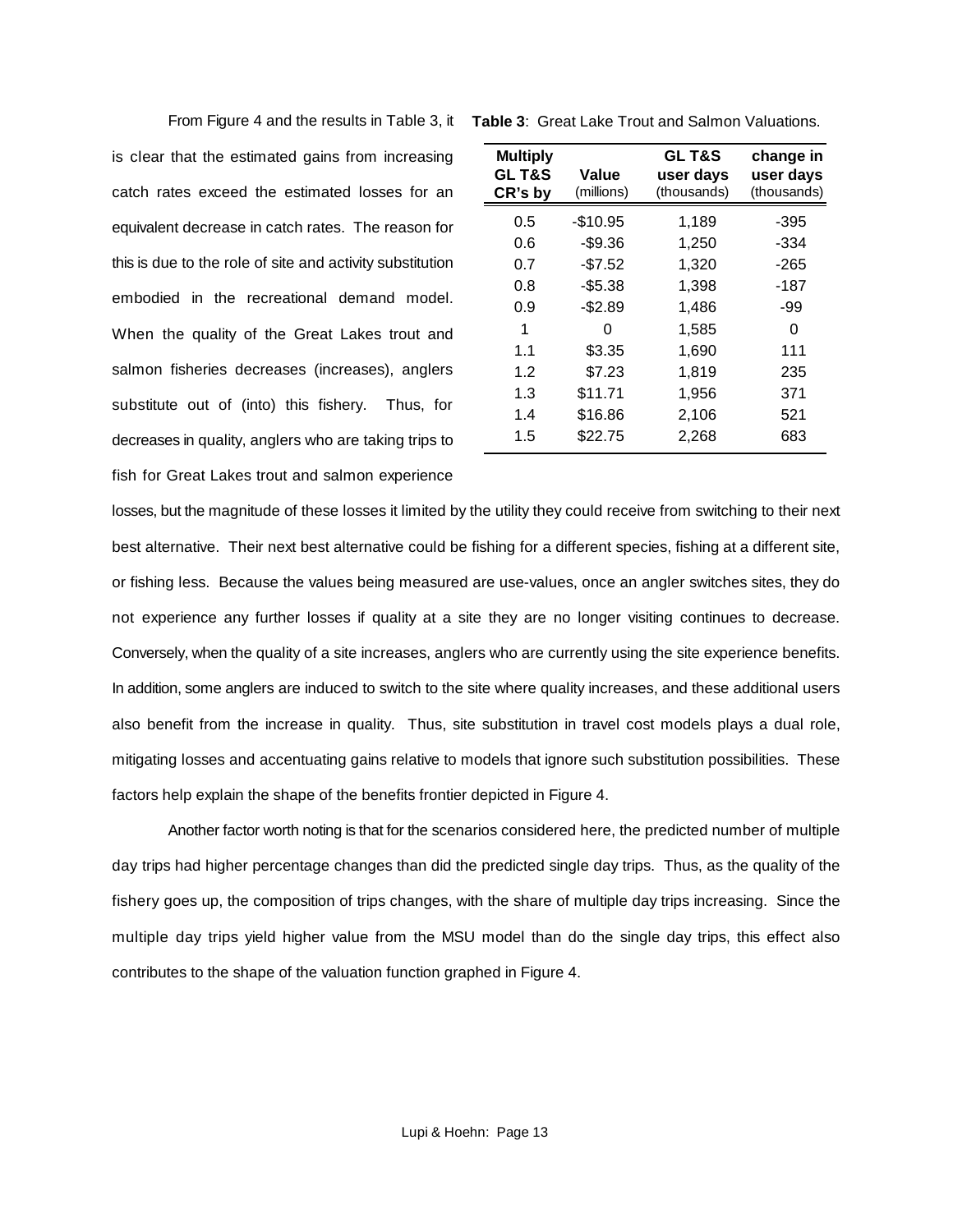**Table 3**: Great Lake Trout and Salmon Valuations.

| Multiply GL T&S CR's by | Value (millions) | GL T&S user days (thousands) | change in user days (thousands) |
|---|---|---|---|
| 0.5 | -$10.95 | 1,189 | -395 |
| 0.6 | -$9.36 | 1,250 | -334 |
| 0.7 | -$7.52 | 1,320 | -265 |
| 0.8 | -$5.38 | 1,398 | -187 |
| 0.9 | -$2.89 | 1,486 | -99 |
| 1 | 0 | 1,585 | 0 |
| 1.1 | $3.35 | 1,690 | 111 |
| 1.2 | $7.23 | 1,819 | 235 |
| 1.3 | $11.71 | 1,956 | 371 |
| 1.4 | $16.86 | 2,106 | 521 |
| 1.5 | $22.75 | 2,268 | 683 |

From Figure 4 and the results in Table 3, it is clear that the estimated gains from increasing catch rates exceed the estimated losses for an equivalent decrease in catch rates. The reason for this is due to the role of site and activity substitution embodied in the recreational demand model. When the quality of the Great Lakes trout and salmon fisheries decreases (increases), anglers substitute out of (into) this fishery. Thus, for decreases in quality, anglers who are taking trips to fish for Great Lakes trout and salmon experience losses, but the magnitude of these losses it limited by the utility they could receive from switching to their next best alternative. Their next best alternative could be fishing for a different species, fishing at a different site, or fishing less. Because the values being measured are use-values, once an angler switches sites, they do not experience any further losses if quality at a site they are no longer visiting continues to decrease. Conversely, when the quality of a site increases, anglers who are currently using the site experience benefits. In addition, some anglers are induced to switch to the site where quality increases, and these additional users also benefit from the increase in quality. Thus, site substitution in travel cost models plays a dual role, mitigating losses and accentuating gains relative to models that ignore such substitution possibilities. These factors help explain the shape of the benefits frontier depicted in Figure 4.

Another factor worth noting is that for the scenarios considered here, the predicted number of multiple day trips had higher percentage changes than did the predicted single day trips. Thus, as the quality of the fishery goes up, the composition of trips changes, with the share of multiple day trips increasing. Since the multiple day trips yield higher value from the MSU model than do the single day trips, this effect also contributes to the shape of the valuation function graphed in Figure 4.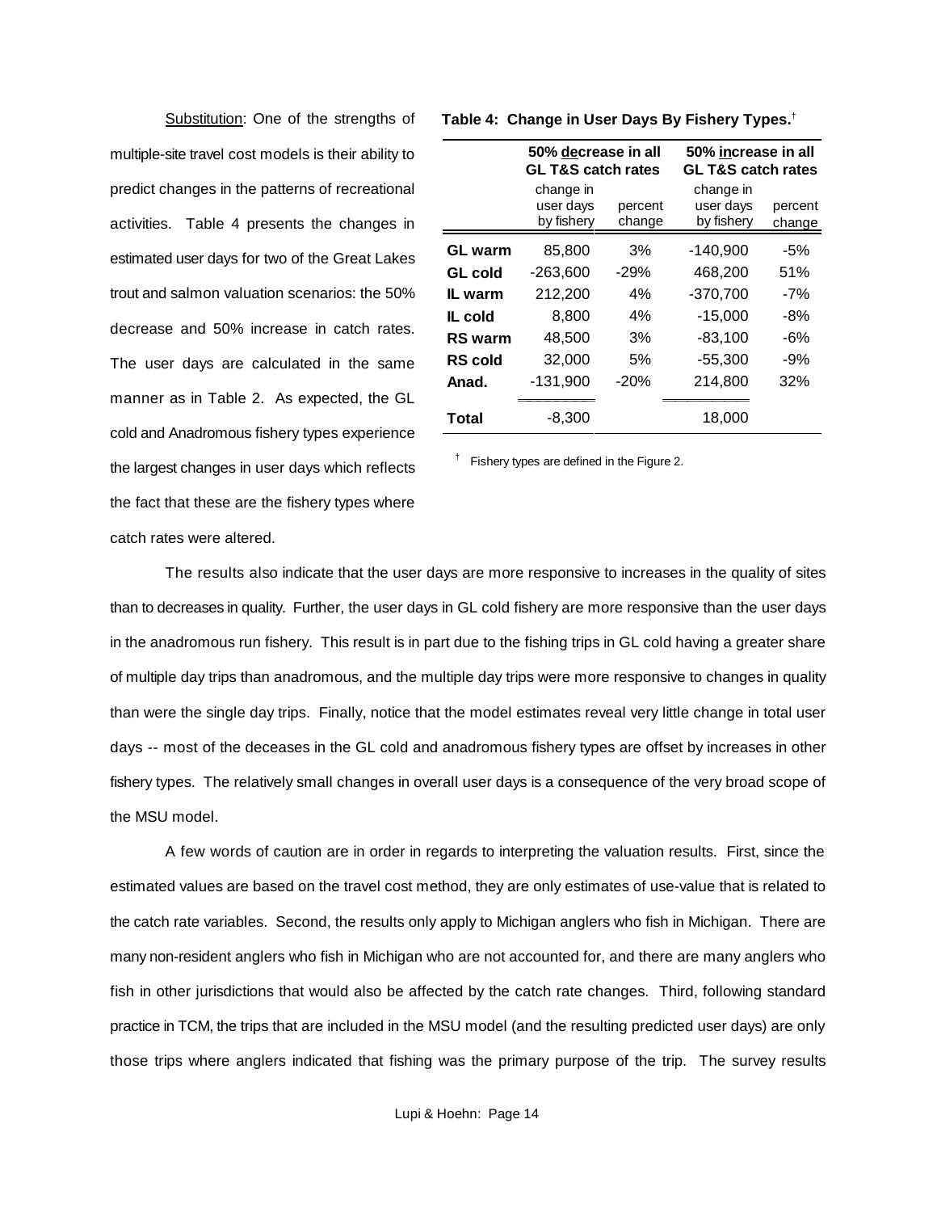Substitution: One of the strengths of multiple-site travel cost models is their ability to predict changes in the patterns of recreational activities. Table 4 presents the changes in estimated user days for two of the Great Lakes trout and salmon valuation scenarios: the 50% decrease and 50% increase in catch rates. The user days are calculated in the same manner as in Table 2. As expected, the GL cold and Anadromous fishery types experience the largest changes in user days which reflects the fact that these are the fishery types where catch rates were altered.

**Table 4: Change in User Days By Fishery Types.**†

| | 50% decrease in all GL T&S catch rates | | 50% increase in all GL T&S catch rates | |
|---|---|---|---|---|
| | change in user days by fishery | percent change | change in user days by fishery | percent change |
| **GL warm** | 85,800 | 3% | -140,900 | -5% |
| **GL cold** | -263,600 | -29% | 468,200 | 51% |
| **IL warm** | 212,200 | 4% | -370,700 | -7% |
| **IL cold** | 8,800 | 4% | -15,000 | -8% |
| **RS warm** | 48,500 | 3% | -83,100 | -6% |
| **RS cold** | 32,000 | 5% | -55,300 | -9% |
| **Anad.** | -131,900 | -20% | 214,800 | 32% |
| **Total** | -8,300 | | 18,000 | |

† Fishery types are defined in the Figure 2.

The results also indicate that the user days are more responsive to increases in the quality of sites than to decreases in quality. Further, the user days in GL cold fishery are more responsive than the user days in the anadromous run fishery. This result is in part due to the fishing trips in GL cold having a greater share of multiple day trips than anadromous, and the multiple day trips were more responsive to changes in quality than were the single day trips. Finally, notice that the model estimates reveal very little change in total user days -- most of the deceases in the GL cold and anadromous fishery types are offset by increases in other fishery types. The relatively small changes in overall user days is a consequence of the very broad scope of the MSU model.

A few words of caution are in order in regards to interpreting the valuation results. First, since the estimated values are based on the travel cost method, they are only estimates of use-value that is related to the catch rate variables. Second, the results only apply to Michigan anglers who fish in Michigan. There are many non-resident anglers who fish in Michigan who are not accounted for, and there are many anglers who fish in other jurisdictions that would also be affected by the catch rate changes. Third, following standard practice in TCM, the trips that are included in the MSU model (and the resulting predicted user days) are only those trips where anglers indicated that fishing was the primary purpose of the trip. The survey results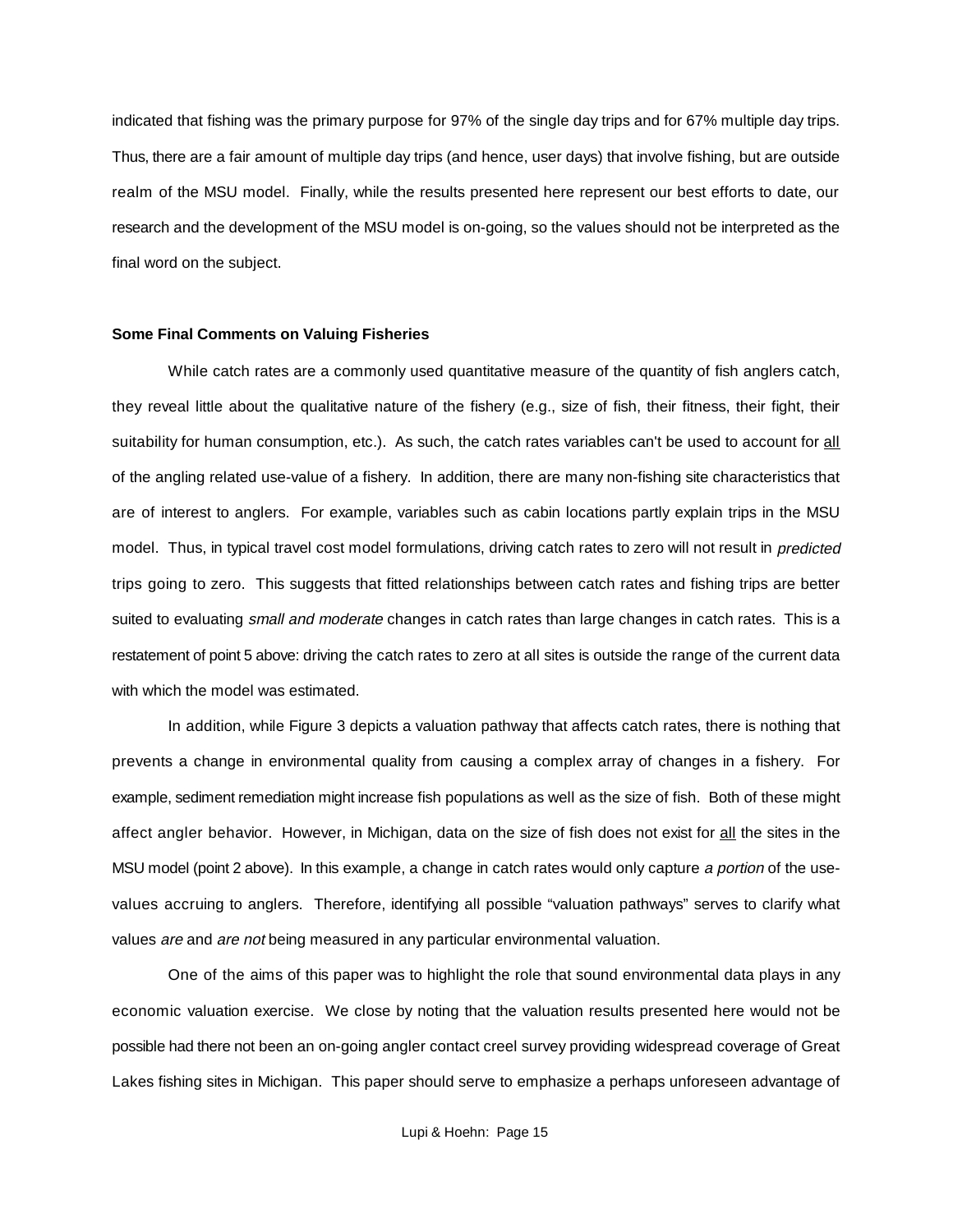indicated that fishing was the primary purpose for 97% of the single day trips and for 67% multiple day trips. Thus, there are a fair amount of multiple day trips (and hence, user days) that involve fishing, but are outside realm of the MSU model. Finally, while the results presented here represent our best efforts to date, our research and the development of the MSU model is on-going, so the values should not be interpreted as the final word on the subject.

**Some Final Comments on Valuing Fisheries**

While catch rates are a commonly used quantitative measure of the quantity of fish anglers catch, they reveal little about the qualitative nature of the fishery (e.g., size of fish, their fitness, their fight, their suitability for human consumption, etc.). As such, the catch rates variables can't be used to account for <u>all</u> of the angling related use-value of a fishery. In addition, there are many non-fishing site characteristics that are of interest to anglers. For example, variables such as cabin locations partly explain trips in the MSU model. Thus, in typical travel cost model formulations, driving catch rates to zero will not result in *predicted* trips going to zero. This suggests that fitted relationships between catch rates and fishing trips are better suited to evaluating *small and moderate* changes in catch rates than large changes in catch rates. This is a restatement of point 5 above: driving the catch rates to zero at all sites is outside the range of the current data with which the model was estimated.

In addition, while Figure 3 depicts a valuation pathway that affects catch rates, there is nothing that prevents a change in environmental quality from causing a complex array of changes in a fishery. For example, sediment remediation might increase fish populations as well as the size of fish. Both of these might affect angler behavior. However, in Michigan, data on the size of fish does not exist for <u>all</u> the sites in the MSU model (point 2 above). In this example, a change in catch rates would only capture *a portion* of the use-values accruing to anglers. Therefore, identifying all possible "valuation pathways" serves to clarify what values *are* and *are not* being measured in any particular environmental valuation.

One of the aims of this paper was to highlight the role that sound environmental data plays in any economic valuation exercise. We close by noting that the valuation results presented here would not be possible had there not been an on-going angler contact creel survey providing widespread coverage of Great Lakes fishing sites in Michigan. This paper should serve to emphasize a perhaps unforeseen advantage of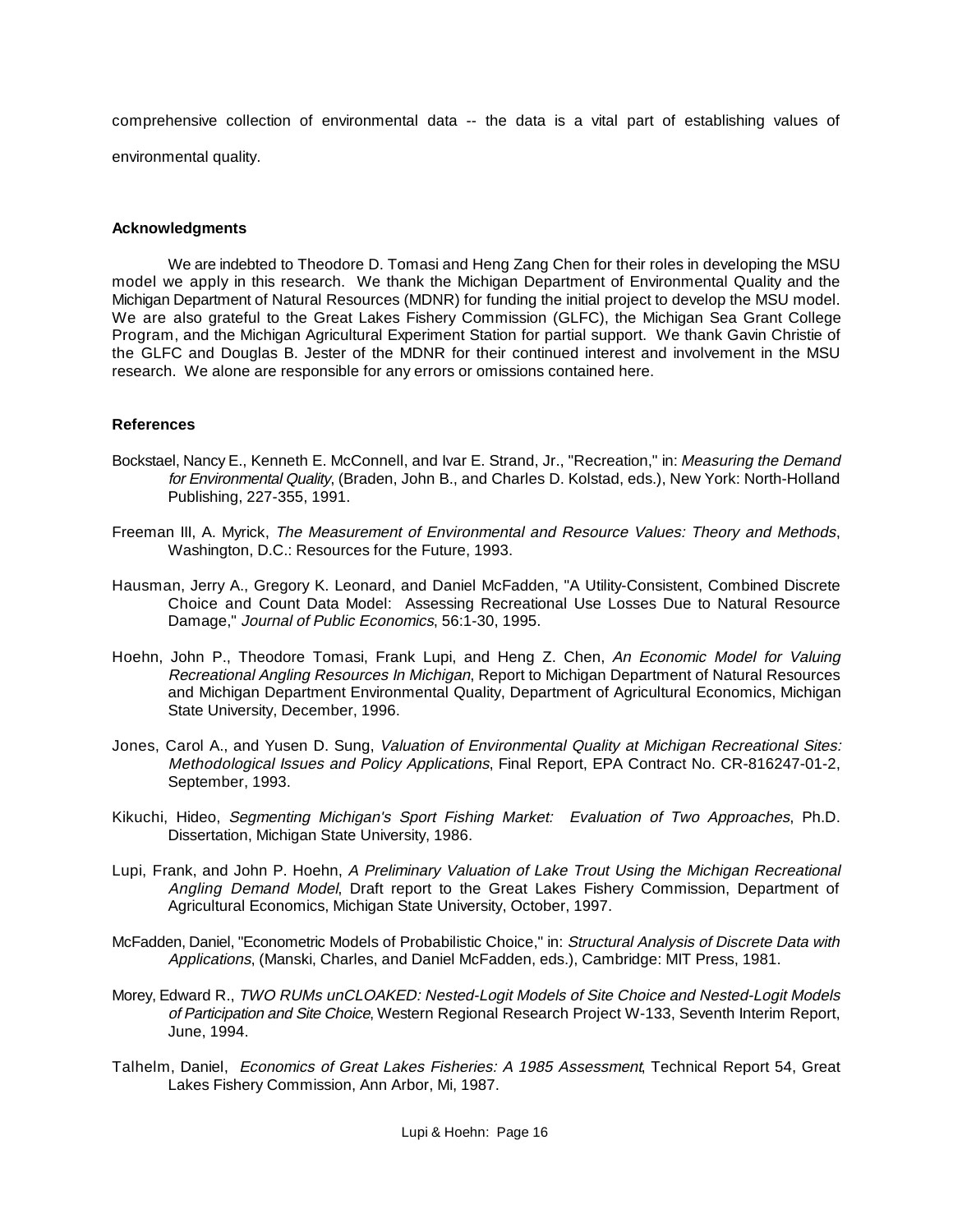comprehensive collection of environmental data -- the data is a vital part of establishing values of environmental quality.

**Acknowledgments**

We are indebted to Theodore D. Tomasi and Heng Zang Chen for their roles in developing the MSU model we apply in this research. We thank the Michigan Department of Environmental Quality and the Michigan Department of Natural Resources (MDNR) for funding the initial project to develop the MSU model. We are also grateful to the Great Lakes Fishery Commission (GLFC), the Michigan Sea Grant College Program, and the Michigan Agricultural Experiment Station for partial support. We thank Gavin Christie of the GLFC and Douglas B. Jester of the MDNR for their continued interest and involvement in the MSU research. We alone are responsible for any errors or omissions contained here.

**References**

Bockstael, Nancy E., Kenneth E. McConnell, and Ivar E. Strand, Jr., "Recreation," in: *Measuring the Demand for Environmental Quality*, (Braden, John B., and Charles D. Kolstad, eds.), New York: North-Holland Publishing, 227-355, 1991.

Freeman III, A. Myrick, *The Measurement of Environmental and Resource Values: Theory and Methods*, Washington, D.C.: Resources for the Future, 1993.

Hausman, Jerry A., Gregory K. Leonard, and Daniel McFadden, "A Utility-Consistent, Combined Discrete Choice and Count Data Model: Assessing Recreational Use Losses Due to Natural Resource Damage," *Journal of Public Economics*, 56:1-30, 1995.

Hoehn, John P., Theodore Tomasi, Frank Lupi, and Heng Z. Chen, *An Economic Model for Valuing Recreational Angling Resources In Michigan*, Report to Michigan Department of Natural Resources and Michigan Department Environmental Quality, Department of Agricultural Economics, Michigan State University, December, 1996.

Jones, Carol A., and Yusen D. Sung, *Valuation of Environmental Quality at Michigan Recreational Sites: Methodological Issues and Policy Applications*, Final Report, EPA Contract No. CR-816247-01-2, September, 1993.

Kikuchi, Hideo, *Segmenting Michigan's Sport Fishing Market: Evaluation of Two Approaches*, Ph.D. Dissertation, Michigan State University, 1986.

Lupi, Frank, and John P. Hoehn, *A Preliminary Valuation of Lake Trout Using the Michigan Recreational Angling Demand Model*, Draft report to the Great Lakes Fishery Commission, Department of Agricultural Economics, Michigan State University, October, 1997.

McFadden, Daniel, "Econometric Models of Probabilistic Choice," in: *Structural Analysis of Discrete Data with Applications*, (Manski, Charles, and Daniel McFadden, eds.), Cambridge: MIT Press, 1981.

Morey, Edward R., *TWO RUMs unCLOAKED: Nested-Logit Models of Site Choice and Nested-Logit Models of Participation and Site Choice*, Western Regional Research Project W-133, Seventh Interim Report, June, 1994.

Talhelm, Daniel, *Economics of Great Lakes Fisheries: A 1985 Assessment*, Technical Report 54, Great Lakes Fishery Commission, Ann Arbor, Mi, 1987.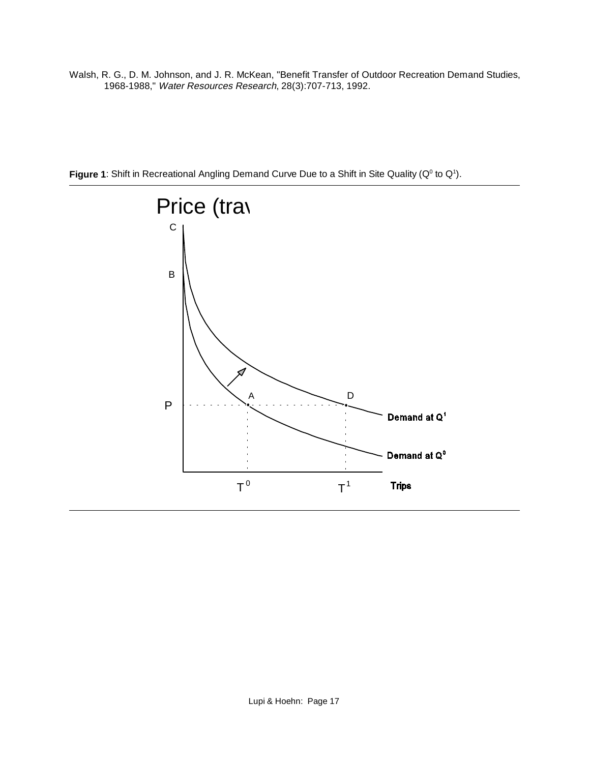Walsh, R. G., D. M. Johnson, and J. R. McKean, "Benefit Transfer of Outdoor Recreation Demand Studies, 1968-1988," *Water Resources Research*, 28(3):707-713, 1992.

**Figure 1**: Shift in Recreational Angling Demand Curve Due to a Shift in Site Quality ($Q^0$ to $Q^1$).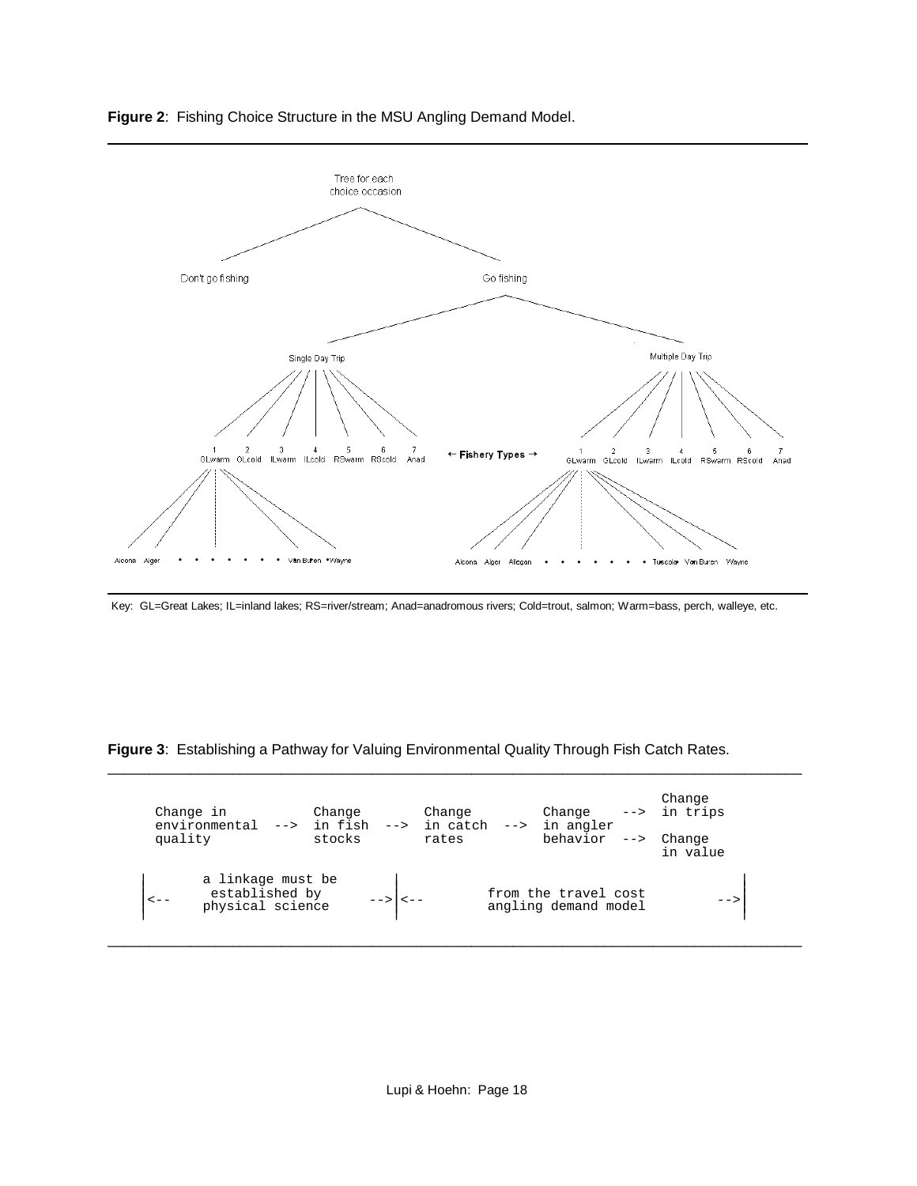**Figure 2**: Fishing Choice Structure in the MSU Angling Demand Model.

```
                              Tree for each
                              choice occasion
                    /                              \
          Don't go fishing                      Go fishing
                                        /                      \
                             Single Day Trip               Multiple Day Trip
                                   |                              |
   1       2      3      4      5       6      7                    1       2      3      4      5       6      7
 GLwarm GLcold ILwarm ILcold RSwarm RScold Anad  ← Fishery Types →  GLwarm GLcold ILwarm ILcold RSwarm RScold Anad
   |                                                                  |
 Alcona  Alger  • • • • • • • Van Buren  Wayne         Alcona  Alger  Allegan  • • • • • • • Tuscola  Van Buren  Wayne
```

Key: GL=Great Lakes; IL=inland lakes; RS=river/stream; Anad=anadromous rivers; Cold=trout, salmon; Warm=bass, perch, walleye, etc.

**Figure 3**: Establishing a Pathway for Valuing Environmental Quality Through Fish Catch Rates.

```
                                                                        Change
 Change in            Change         Change          Change      -->   in trips
 environmental  -->   in fish  -->   in catch  -->   in angler
 quality              stocks         rates           behavior    -->   Change
                                                                       in value

|      a linkage must be        |                                              |
|<--    established by       -->|<--      from the travel cost              -->|
|      physical science         |         angling demand model                 |
```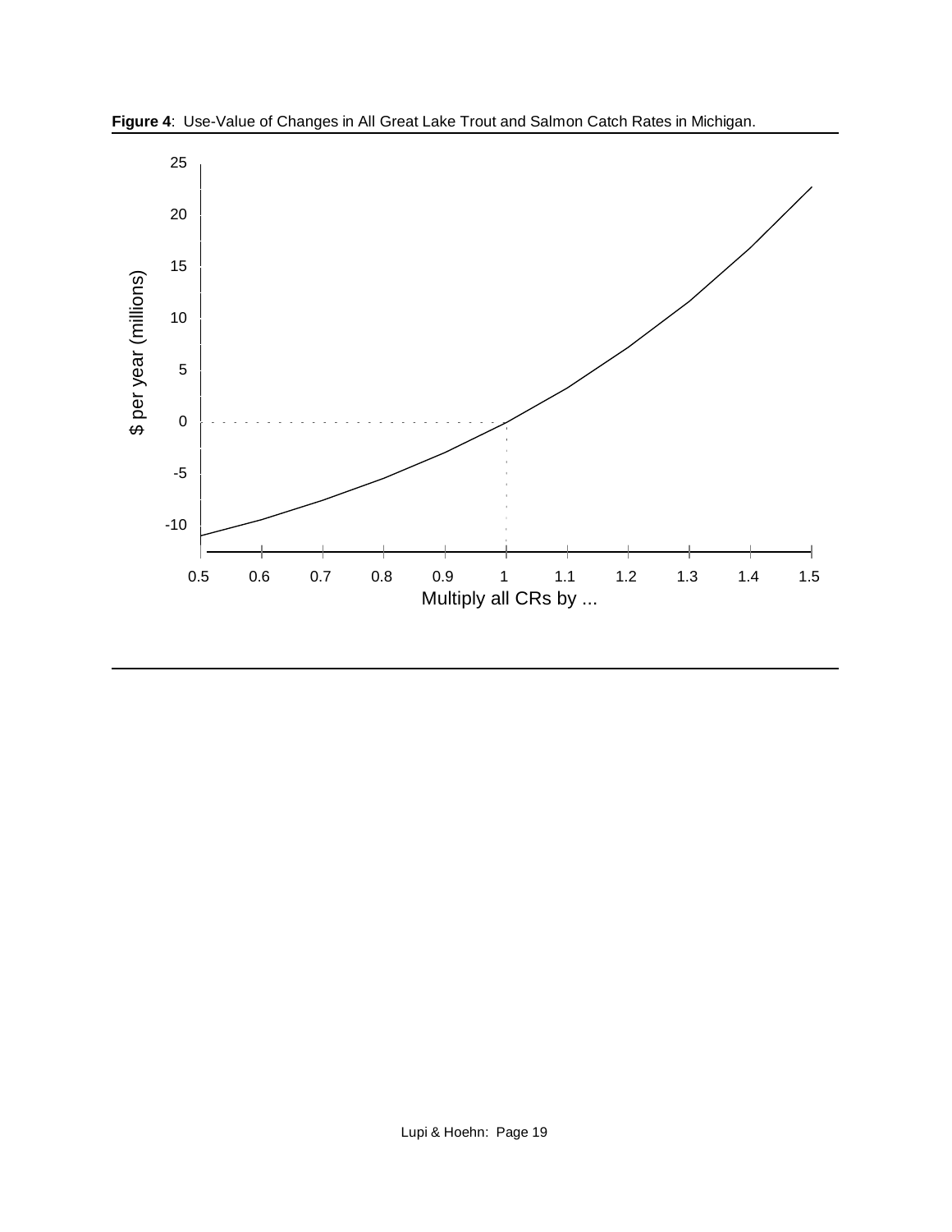**Figure 4**: Use-Value of Changes in All Great Lake Trout and Salmon Catch Rates in Michigan.

$ per year (millions)

25
20
15
10
5
0
-5
-10

0.5 0.6 0.7 0.8 0.9 1 1.1 1.2 1.3 1.4 1.5

Multiply all CRs by ...